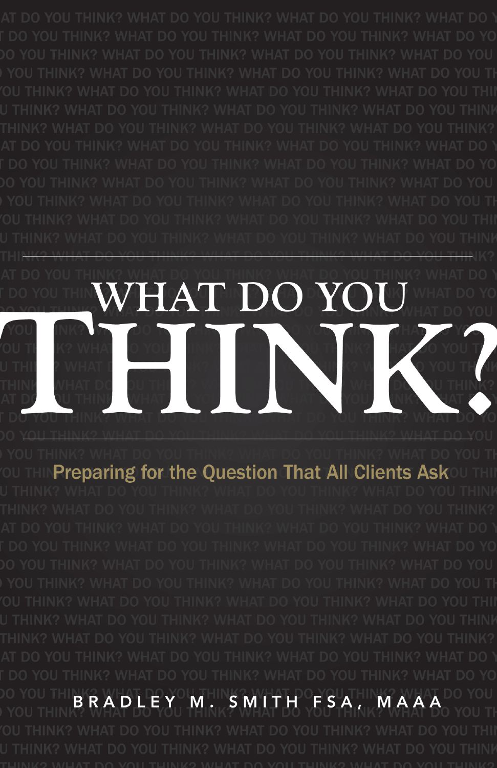# WHAT DO YOU THINK?

## Preparing for the Question That All Clients Ask

BRADLEY M. SMITH FSA, MAAA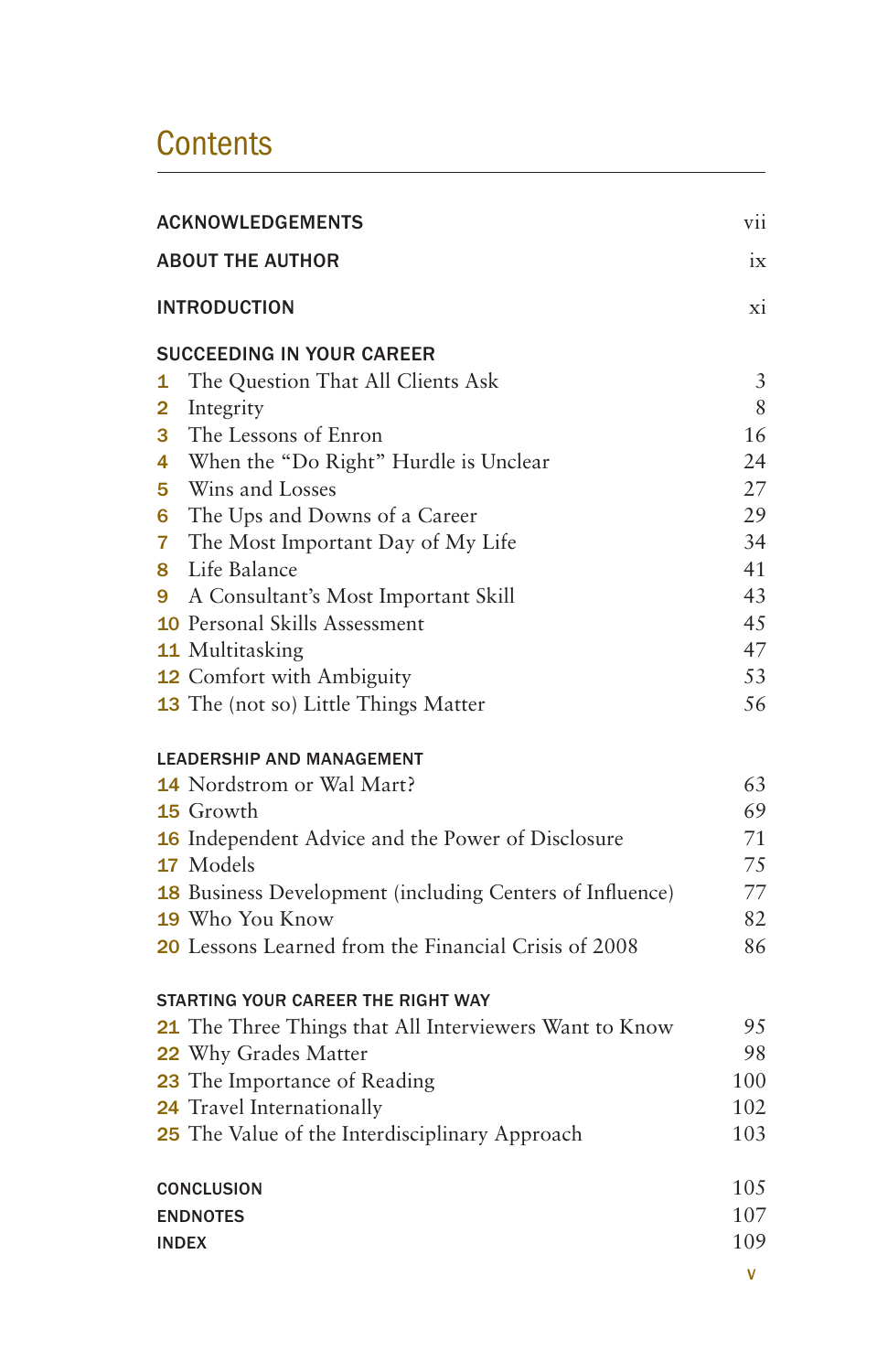# Contents

| | |
|---|---|
| **ACKNOWLEDGEMENTS** | vii |
| **ABOUT THE AUTHOR** | ix |
| **INTRODUCTION** | xi |
| **SUCCEEDING IN YOUR CAREER** | |
| **1** The Question That All Clients Ask | 3 |
| **2** Integrity | 8 |
| **3** The Lessons of Enron | 16 |
| **4** When the "Do Right" Hurdle is Unclear | 24 |
| **5** Wins and Losses | 27 |
| **6** The Ups and Downs of a Career | 29 |
| **7** The Most Important Day of My Life | 34 |
| **8** Life Balance | 41 |
| **9** A Consultant's Most Important Skill | 43 |
| **10** Personal Skills Assessment | 45 |
| **11** Multitasking | 47 |
| **12** Comfort with Ambiguity | 53 |
| **13** The (not so) Little Things Matter | 56 |
| **LEADERSHIP AND MANAGEMENT** | |
| **14** Nordstrom or Wal Mart? | 63 |
| **15** Growth | 69 |
| **16** Independent Advice and the Power of Disclosure | 71 |
| **17** Models | 75 |
| **18** Business Development (including Centers of Influence) | 77 |
| **19** Who You Know | 82 |
| **20** Lessons Learned from the Financial Crisis of 2008 | 86 |
| **STARTING YOUR CAREER THE RIGHT WAY** | |
| **21** The Three Things that All Interviewers Want to Know | 95 |
| **22** Why Grades Matter | 98 |
| **23** The Importance of Reading | 100 |
| **24** Travel Internationally | 102 |
| **25** The Value of the Interdisciplinary Approach | 103 |
| **CONCLUSION** | 105 |
| **ENDNOTES** | 107 |
| **INDEX** | 109 |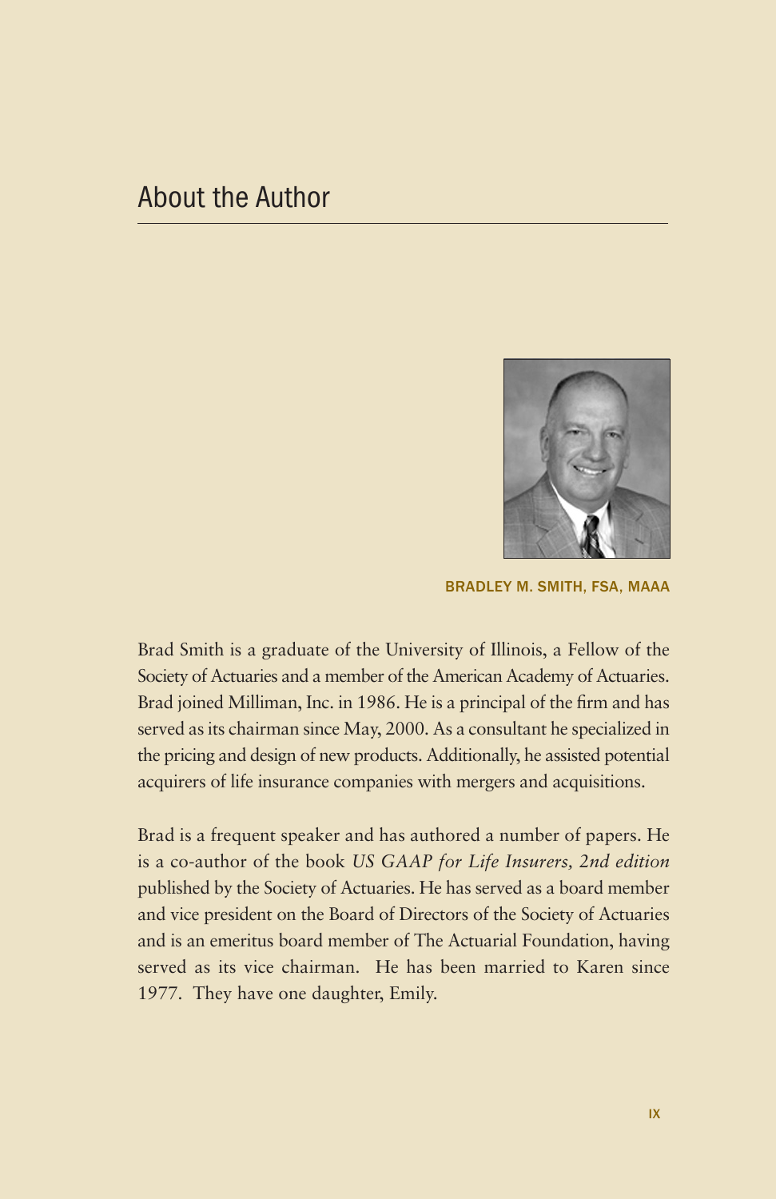# About the Author

**BRADLEY M. SMITH, FSA, MAAA**

Brad Smith is a graduate of the University of Illinois, a Fellow of the Society of Actuaries and a member of the American Academy of Actuaries. Brad joined Milliman, Inc. in 1986. He is a principal of the firm and has served as its chairman since May, 2000. As a consultant he specialized in the pricing and design of new products. Additionally, he assisted potential acquirers of life insurance companies with mergers and acquisitions.

Brad is a frequent speaker and has authored a number of papers. He is a co-author of the book *US GAAP for Life Insurers, 2nd edition* published by the Society of Actuaries. He has served as a board member and vice president on the Board of Directors of the Society of Actuaries and is an emeritus board member of The Actuarial Foundation, having served as its vice chairman. He has been married to Karen since 1977. They have one daughter, Emily.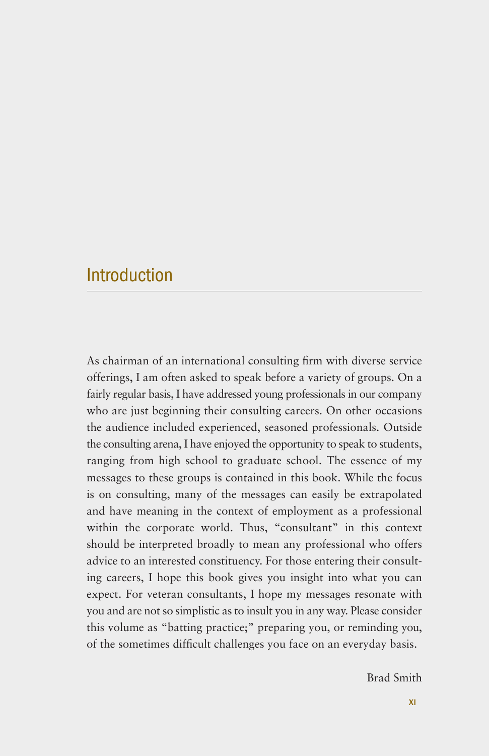# Introduction

As chairman of an international consulting firm with diverse service offerings, I am often asked to speak before a variety of groups. On a fairly regular basis, I have addressed young professionals in our company who are just beginning their consulting careers. On other occasions the audience included experienced, seasoned professionals. Outside the consulting arena, I have enjoyed the opportunity to speak to students, ranging from high school to graduate school. The essence of my messages to these groups is contained in this book. While the focus is on consulting, many of the messages can easily be extrapolated and have meaning in the context of employment as a professional within the corporate world. Thus, "consultant" in this context should be interpreted broadly to mean any professional who offers advice to an interested constituency. For those entering their consulting careers, I hope this book gives you insight into what you can expect. For veteran consultants, I hope my messages resonate with you and are not so simplistic as to insult you in any way. Please consider this volume as "batting practice;" preparing you, or reminding you, of the sometimes difficult challenges you face on an everyday basis.

Brad Smith